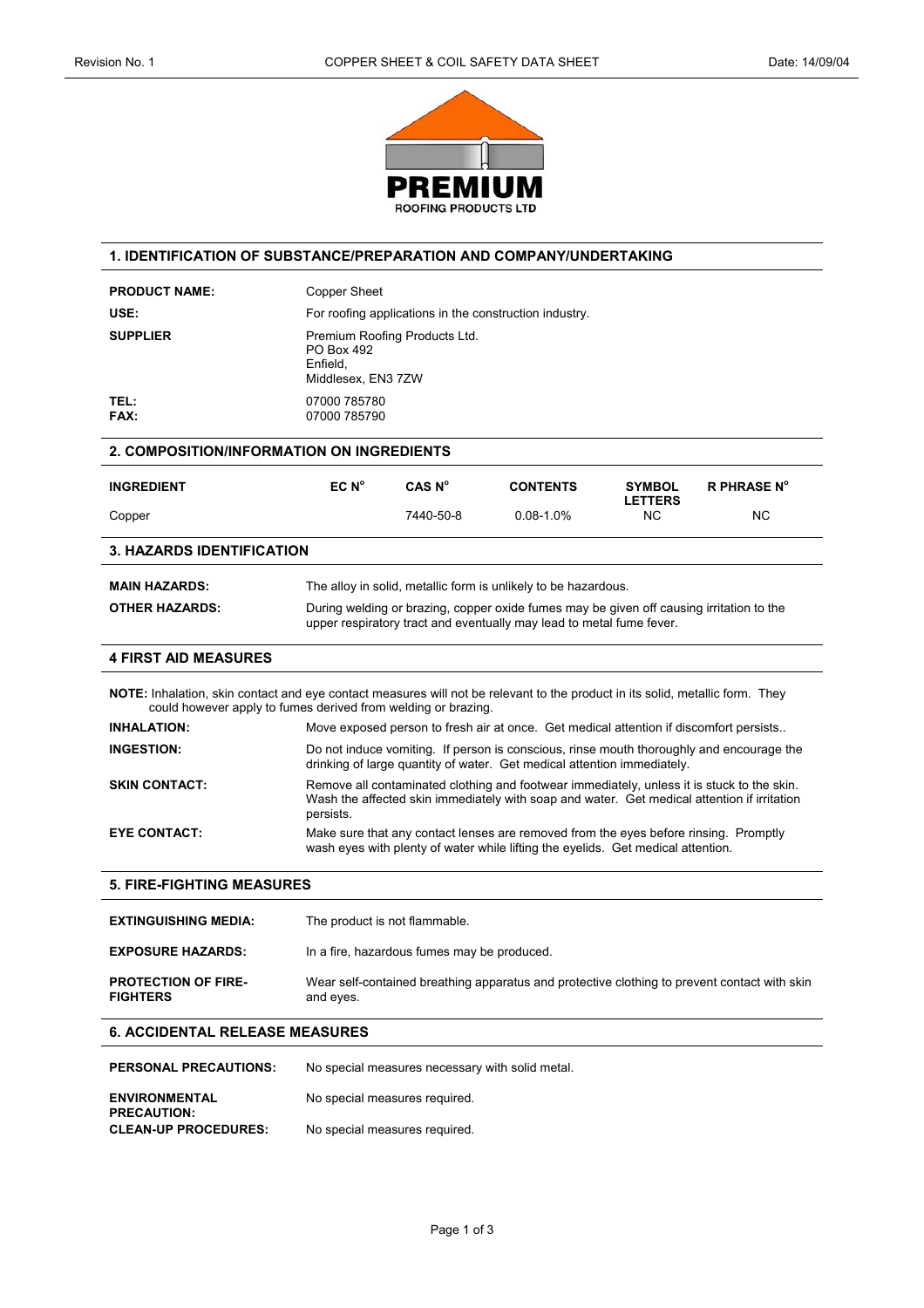**PREMIUM**
ROOFING PRODUCTS LTD

## 1. IDENTIFICATION OF SUBSTANCE/PREPARATION AND COMPANY/UNDERTAKING

**PRODUCT NAME:** Copper Sheet

**USE:** For roofing applications in the construction industry.

**SUPPLIER** Premium Roofing Products Ltd.
PO Box 492
Enfield,
Middlesex, EN3 7ZW

**TEL:** 07000 785780
**FAX:** 07000 785790

## 2. COMPOSITION/INFORMATION ON INGREDIENTS

| INGREDIENT | EC N° | CAS N° | CONTENTS | SYMBOL LETTERS | R PHRASE N° |
|---|---|---|---|---|---|
| Copper | | 7440-50-8 | 0.08-1.0% | NC | NC |

## 3. HAZARDS IDENTIFICATION

**MAIN HAZARDS:** The alloy in solid, metallic form is unlikely to be hazardous.

**OTHER HAZARDS:** During welding or brazing, copper oxide fumes may be given off causing irritation to the upper respiratory tract and eventually may lead to metal fume fever.

## 4 FIRST AID MEASURES

**NOTE:** Inhalation, skin contact and eye contact measures will not be relevant to the product in its solid, metallic form. They could however apply to fumes derived from welding or brazing.

**INHALATION:** Move exposed person to fresh air at once. Get medical attention if discomfort persists..

**INGESTION:** Do not induce vomiting. If person is conscious, rinse mouth thoroughly and encourage the drinking of large quantity of water. Get medical attention immediately.

**SKIN CONTACT:** Remove all contaminated clothing and footwear immediately, unless it is stuck to the skin. Wash the affected skin immediately with soap and water. Get medical attention if irritation persists.

**EYE CONTACT:** Make sure that any contact lenses are removed from the eyes before rinsing. Promptly wash eyes with plenty of water while lifting the eyelids. Get medical attention.

## 5. FIRE-FIGHTING MEASURES

**EXTINGUISHING MEDIA:** The product is not flammable.

**EXPOSURE HAZARDS:** In a fire, hazardous fumes may be produced.

**PROTECTION OF FIRE-FIGHTERS** Wear self-contained breathing apparatus and protective clothing to prevent contact with skin and eyes.

## 6. ACCIDENTAL RELEASE MEASURES

**PERSONAL PRECAUTIONS:** No special measures necessary with solid metal.

**ENVIRONMENTAL PRECAUTION:** No special measures required.

**CLEAN-UP PROCEDURES:** No special measures required.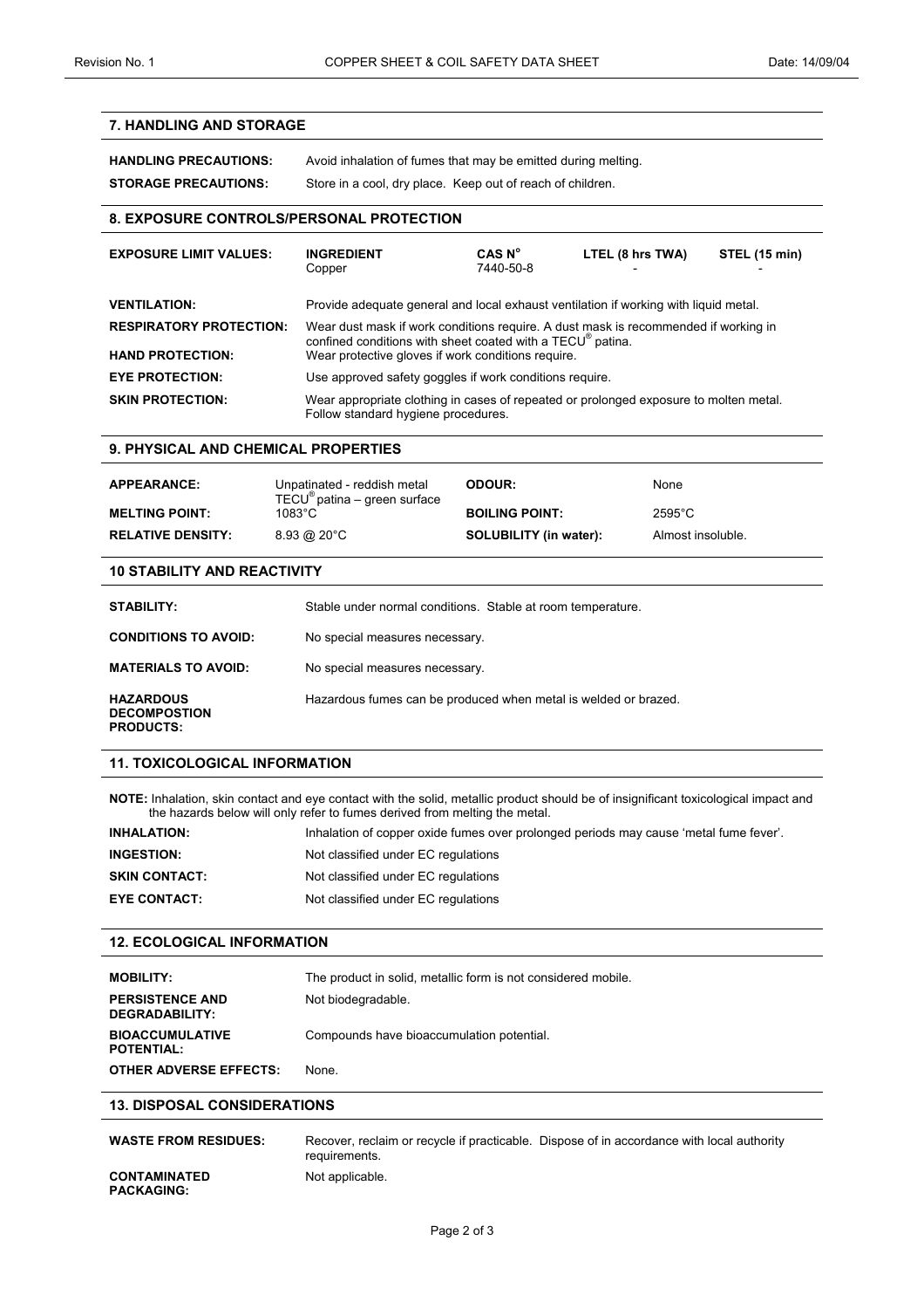## 7. HANDLING AND STORAGE

**HANDLING PRECAUTIONS:** Avoid inhalation of fumes that may be emitted during melting.

**STORAGE PRECAUTIONS:** Store in a cool, dry place. Keep out of reach of children.

## 8. EXPOSURE CONTROLS/PERSONAL PROTECTION

**EXPOSURE LIMIT VALUES:**

| INGREDIENT | CAS N° | LTEL (8 hrs TWA) | STEL (15 min) |
|---|---|---|---|
| Copper | 7440-50-8 | - | - |

**VENTILATION:** Provide adequate general and local exhaust ventilation if working with liquid metal.

**RESPIRATORY PROTECTION:** Wear dust mask if work conditions require. A dust mask is recommended if working in confined conditions with sheet coated with a TECU® patina.

**HAND PROTECTION:** Wear protective gloves if work conditions require.

**EYE PROTECTION:** Use approved safety goggles if work conditions require.

**SKIN PROTECTION:** Wear appropriate clothing in cases of repeated or prolonged exposure to molten metal. Follow standard hygiene procedures.

## 9. PHYSICAL AND CHEMICAL PROPERTIES

| | | | |
|---|---|---|---|
| **APPEARANCE:** | Unpatinated - reddish metal TECU® patina – green surface | **ODOUR:** | None |
| **MELTING POINT:** | 1083°C | **BOILING POINT:** | 2595°C |
| **RELATIVE DENSITY:** | 8.93 @ 20°C | **SOLUBILITY (in water):** | Almost insoluble. |

## 10 STABILITY AND REACTIVITY

**STABILITY:** Stable under normal conditions. Stable at room temperature.

**CONDITIONS TO AVOID:** No special measures necessary.

**MATERIALS TO AVOID:** No special measures necessary.

**HAZARDOUS DECOMPOSTION PRODUCTS:** Hazardous fumes can be produced when metal is welded or brazed.

## 11. TOXICOLOGICAL INFORMATION

**NOTE:** Inhalation, skin contact and eye contact with the solid, metallic product should be of insignificant toxicological impact and the hazards below will only refer to fumes derived from melting the metal.

**INHALATION:** Inhalation of copper oxide fumes over prolonged periods may cause 'metal fume fever'.

**INGESTION:** Not classified under EC regulations

**SKIN CONTACT:** Not classified under EC regulations

**EYE CONTACT:** Not classified under EC regulations

## 12. ECOLOGICAL INFORMATION

**MOBILITY:** The product in solid, metallic form is not considered mobile.

**PERSISTENCE AND DEGRADABILITY:** Not biodegradable.

**BIOACCUMULATIVE POTENTIAL:** Compounds have bioaccumulation potential.

**OTHER ADVERSE EFFECTS:** None.

## 13. DISPOSAL CONSIDERATIONS

**WASTE FROM RESIDUES:** Recover, reclaim or recycle if practicable. Dispose of in accordance with local authority requirements.

**CONTAMINATED PACKAGING:** Not applicable.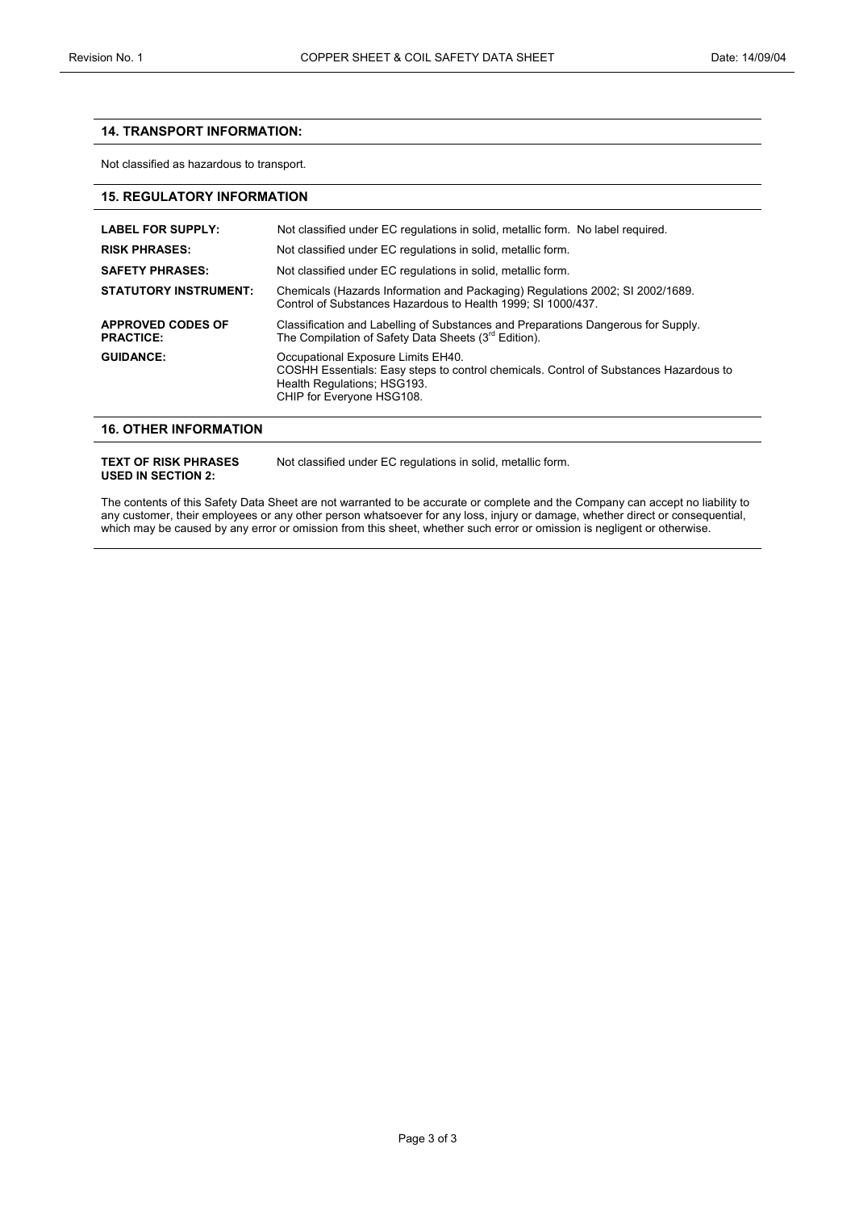## 14. TRANSPORT INFORMATION:

Not classified as hazardous to transport.

## 15. REGULATORY INFORMATION

| | |
|---|---|
| **LABEL FOR SUPPLY:** | Not classified under EC regulations in solid, metallic form. No label required. |
| **RISK PHRASES:** | Not classified under EC regulations in solid, metallic form. |
| **SAFETY PHRASES:** | Not classified under EC regulations in solid, metallic form. |
| **STATUTORY INSTRUMENT:** | Chemicals (Hazards Information and Packaging) Regulations 2002; SI 2002/1689. Control of Substances Hazardous to Health 1999; SI 1000/437. |
| **APPROVED CODES OF PRACTICE:** | Classification and Labelling of Substances and Preparations Dangerous for Supply. The Compilation of Safety Data Sheets (3rd Edition). |
| **GUIDANCE:** | Occupational Exposure Limits EH40. COSHH Essentials: Easy steps to control chemicals. Control of Substances Hazardous to Health Regulations; HSG193. CHIP for Everyone HSG108. |

## 16. OTHER INFORMATION

| | |
|---|---|
| **TEXT OF RISK PHRASES USED IN SECTION 2:** | Not classified under EC regulations in solid, metallic form. |

The contents of this Safety Data Sheet are not warranted to be accurate or complete and the Company can accept no liability to any customer, their employees or any other person whatsoever for any loss, injury or damage, whether direct or consequential, which may be caused by any error or omission from this sheet, whether such error or omission is negligent or otherwise.